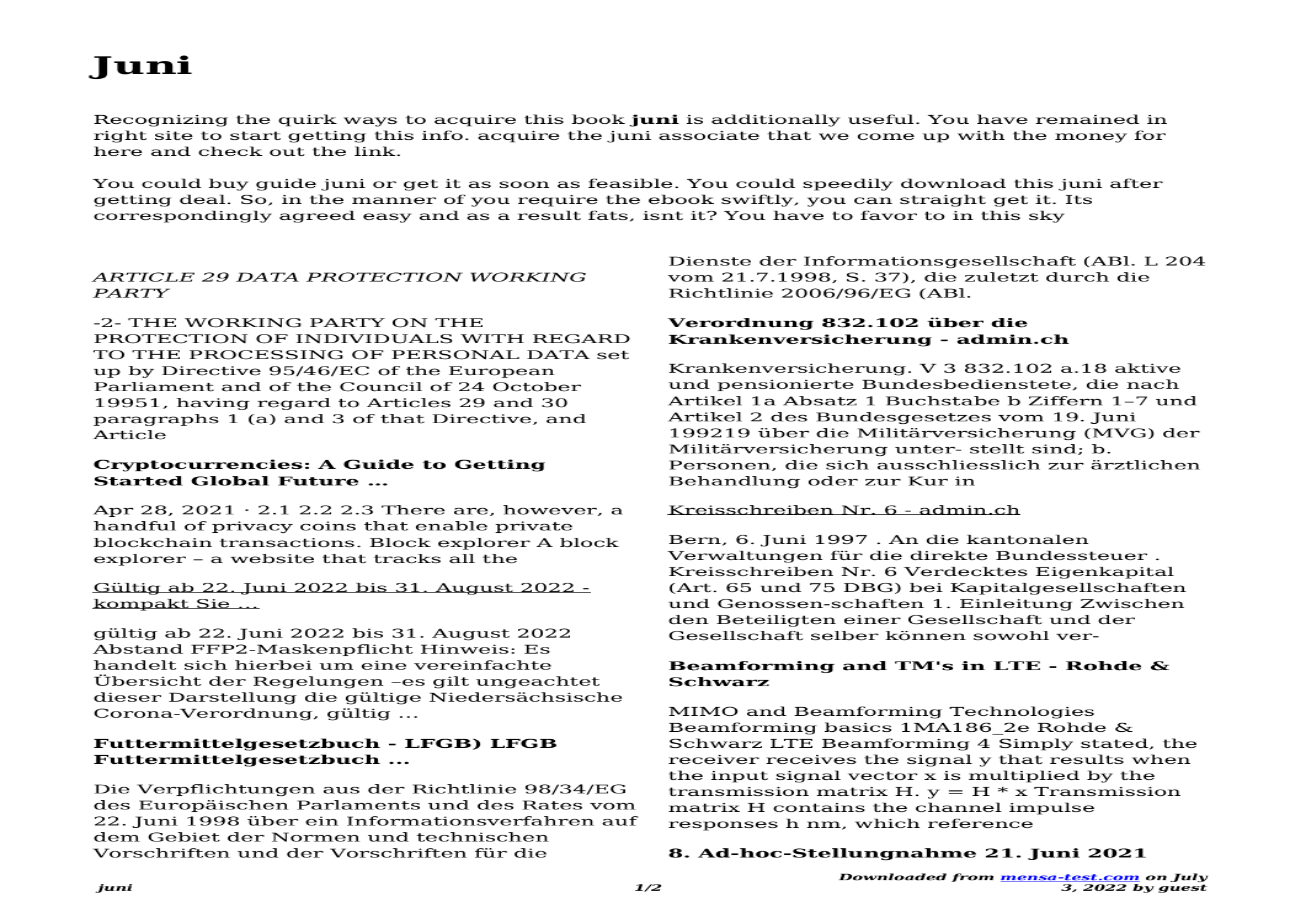# Juni

Recognizing the quirk ways to acquire this book **juni** is additionally useful. You have remained in right site to start getting this info. acquire the juni associate that we come up with the money for here and check out the link.

You could buy guide juni or get it as soon as feasible. You could speedily download this juni after getting deal. So, in the manner of you require the ebook swiftly, you can straight get it. Its correspondingly agreed easy and as a result fats, isnt it? You have to favor to in this sky

*ARTICLE 29 DATA PROTECTION WORKING PARTY*

-2- THE WORKING PARTY ON THE PROTECTION OF INDIVIDUALS WITH REGARD TO THE PROCESSING OF PERSONAL DATA set up by Directive 95/46/EC of the European Parliament and of the Council of 24 October 19951, having regard to Articles 29 and 30 paragraphs 1 (a) and 3 of that Directive, and Article

**Cryptocurrencies: A Guide to Getting Started Global Future …**

Apr 28, 2021 · 2.1 2.2 2.3 There are, however, a handful of privacy coins that enable private blockchain transactions. Block explorer A block explorer – a website that tracks all the

Gültig ab 22. Juni 2022 bis 31. August 2022 - kompakt Sie …

gültig ab 22. Juni 2022 bis 31. August 2022 Abstand FFP2-Maskenpflicht Hinweis: Es handelt sich hierbei um eine vereinfachte Übersicht der Regelungen –es gilt ungeachtet dieser Darstellung die gültige Niedersächsische Corona-Verordnung, gültig …

**Futtermittelgesetzbuch - LFGB) LFGB Futtermittelgesetzbuch ...**

Die Verpflichtungen aus der Richtlinie 98/34/EG des Europäischen Parlaments und des Rates vom 22. Juni 1998 über ein Informationsverfahren auf dem Gebiet der Normen und technischen Vorschriften und der Vorschriften für die Dienste der Informationsgesellschaft (ABl. L 204 vom 21.7.1998, S. 37), die zuletzt durch die Richtlinie 2006/96/EG (ABl.

**Verordnung 832.102 über die Krankenversicherung - admin.ch**

Krankenversicherung. V 3 832.102 a.18 aktive und pensionierte Bundesbedienstete, die nach Artikel 1a Absatz 1 Buchstabe b Ziffern 1–7 und Artikel 2 des Bundesgesetzes vom 19. Juni 199219 über die Militärversicherung (MVG) der Militärversicherung unter- stellt sind; b. Personen, die sich ausschliesslich zur ärztlichen Behandlung oder zur Kur in

Kreisschreiben Nr. 6 - admin.ch

Bern, 6. Juni 1997 . An die kantonalen Verwaltungen für die direkte Bundessteuer . Kreisschreiben Nr. 6 Verdecktes Eigenkapital (Art. 65 und 75 DBG) bei Kapitalgesellschaften und Genossen-schaften 1. Einleitung Zwischen den Beteiligten einer Gesellschaft und der Gesellschaft selber können sowohl ver-

**Beamforming and TM's in LTE - Rohde & Schwarz**

MIMO and Beamforming Technologies Beamforming basics 1MA186_2e Rohde & Schwarz LTE Beamforming 4 Simply stated, the receiver receives the signal y that results when the input signal vector x is multiplied by the transmission matrix H. $y = H * x$ Transmission matrix H contains the channel impulse responses h nm, which reference

**8. Ad-hoc-Stellungnahme 21. Juni 2021**